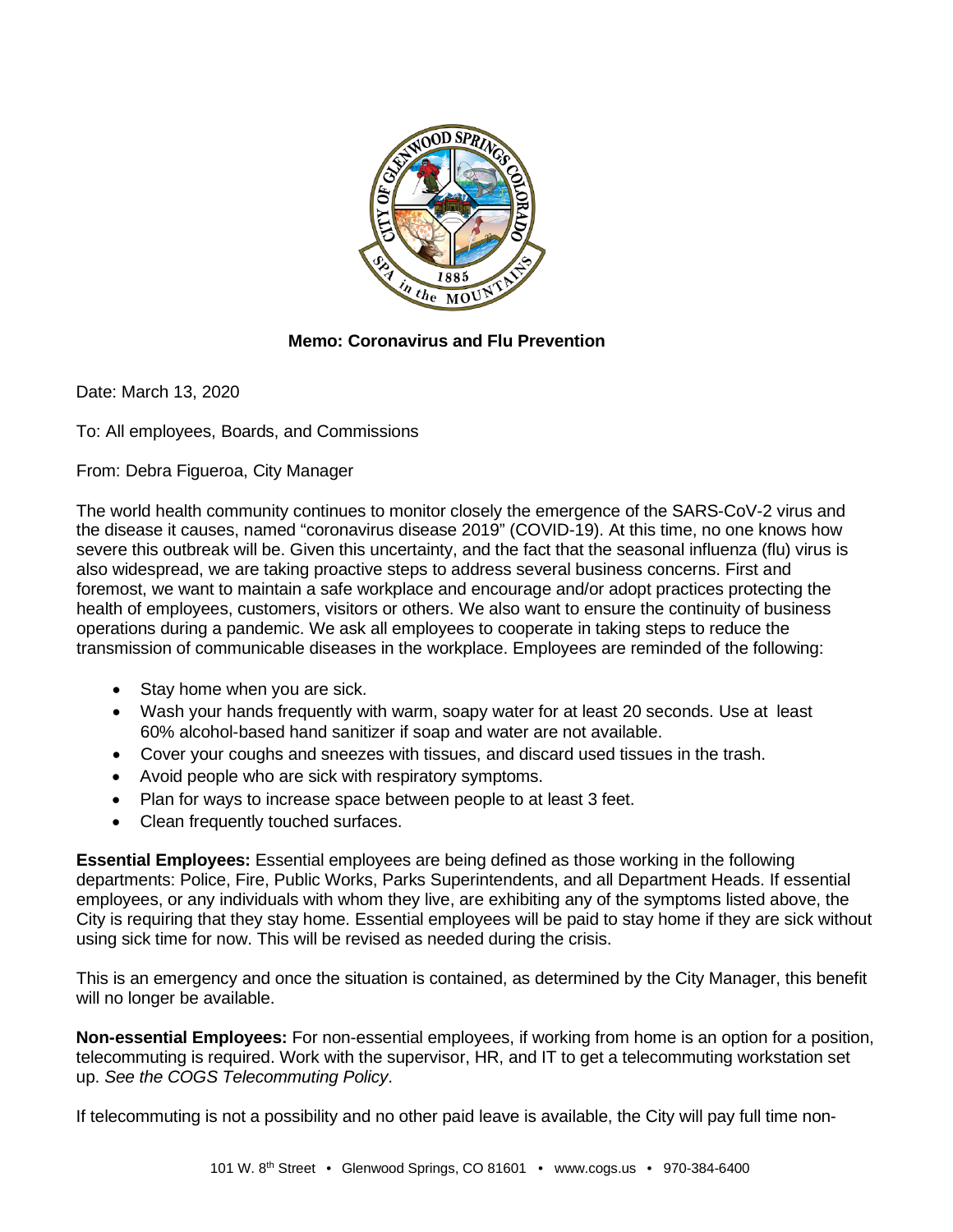**Memo: Coronavirus and Flu Prevention**

Date: March 13, 2020

To: All employees, Boards, and Commissions

From: Debra Figueroa, City Manager

The world health community continues to monitor closely the emergence of the SARS-CoV-2 virus and the disease it causes, named "coronavirus disease 2019" (COVID-19). At this time, no one knows how severe this outbreak will be. Given this uncertainty, and the fact that the seasonal influenza (flu) virus is also widespread, we are taking proactive steps to address several business concerns. First and foremost, we want to maintain a safe workplace and encourage and/or adopt practices protecting the health of employees, customers, visitors or others. We also want to ensure the continuity of business operations during a pandemic. We ask all employees to cooperate in taking steps to reduce the transmission of communicable diseases in the workplace. Employees are reminded of the following:

- Stay home when you are sick.
- Wash your hands frequently with warm, soapy water for at least 20 seconds. Use at least 60% alcohol-based hand sanitizer if soap and water are not available.
- Cover your coughs and sneezes with tissues, and discard used tissues in the trash.
- Avoid people who are sick with respiratory symptoms.
- Plan for ways to increase space between people to at least 3 feet.
- Clean frequently touched surfaces.

**Essential Employees:** Essential employees are being defined as those working in the following departments: Police, Fire, Public Works, Parks Superintendents, and all Department Heads. If essential employees, or any individuals with whom they live, are exhibiting any of the symptoms listed above, the City is requiring that they stay home. Essential employees will be paid to stay home if they are sick without using sick time for now. This will be revised as needed during the crisis.

This is an emergency and once the situation is contained, as determined by the City Manager, this benefit will no longer be available.

**Non-essential Employees:** For non-essential employees, if working from home is an option for a position, telecommuting is required. Work with the supervisor, HR, and IT to get a telecommuting workstation set up. *See the COGS Telecommuting Policy*.

If telecommuting is not a possibility and no other paid leave is available, the City will pay full time non-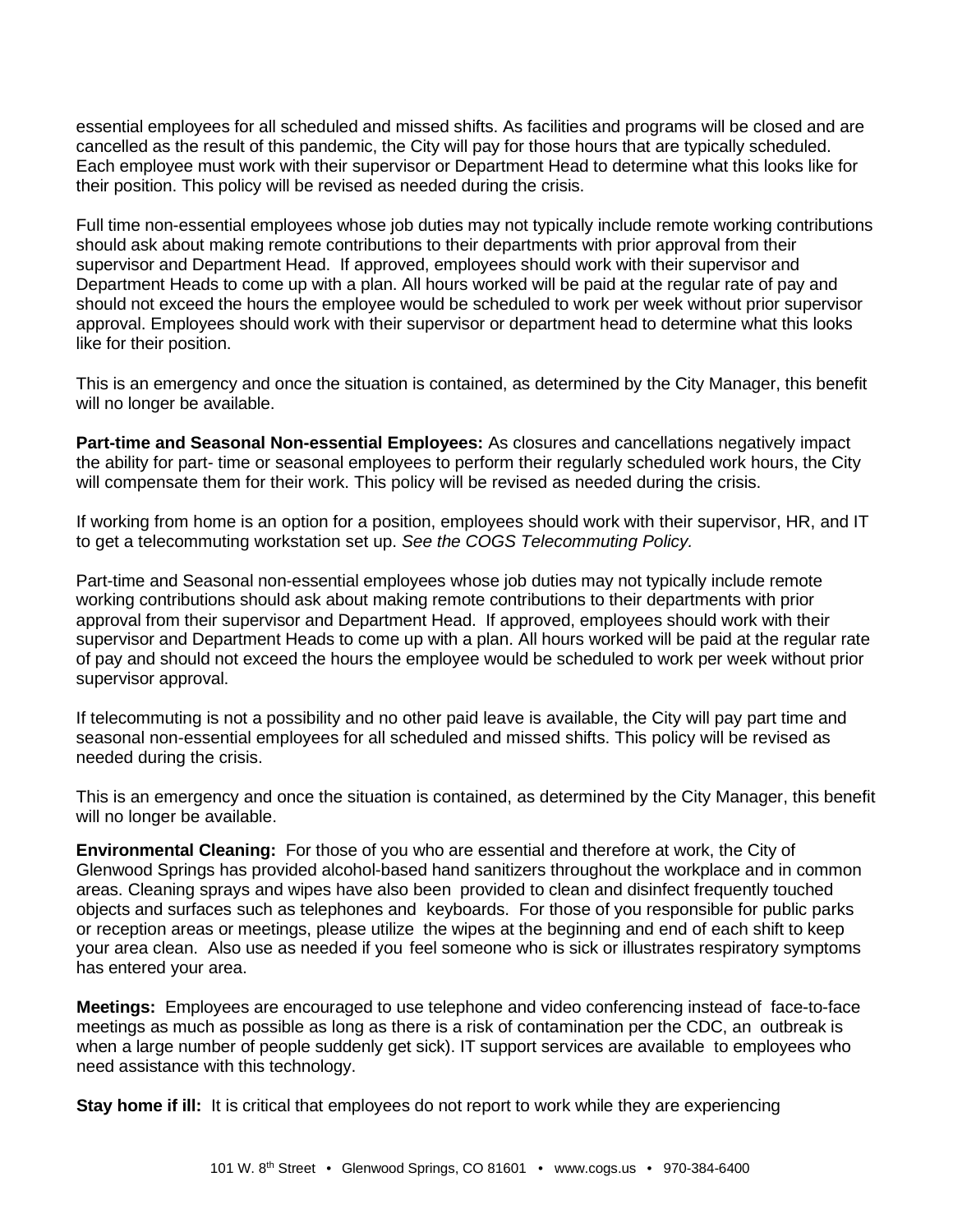essential employees for all scheduled and missed shifts. As facilities and programs will be closed and are cancelled as the result of this pandemic, the City will pay for those hours that are typically scheduled. Each employee must work with their supervisor or Department Head to determine what this looks like for their position. This policy will be revised as needed during the crisis.

Full time non-essential employees whose job duties may not typically include remote working contributions should ask about making remote contributions to their departments with prior approval from their supervisor and Department Head. If approved, employees should work with their supervisor and Department Heads to come up with a plan. All hours worked will be paid at the regular rate of pay and should not exceed the hours the employee would be scheduled to work per week without prior supervisor approval. Employees should work with their supervisor or department head to determine what this looks like for their position.

This is an emergency and once the situation is contained, as determined by the City Manager, this benefit will no longer be available.

**Part-time and Seasonal Non-essential Employees:** As closures and cancellations negatively impact the ability for part- time or seasonal employees to perform their regularly scheduled work hours, the City will compensate them for their work. This policy will be revised as needed during the crisis.

If working from home is an option for a position, employees should work with their supervisor, HR, and IT to get a telecommuting workstation set up. *See the COGS Telecommuting Policy.*

Part-time and Seasonal non-essential employees whose job duties may not typically include remote working contributions should ask about making remote contributions to their departments with prior approval from their supervisor and Department Head. If approved, employees should work with their supervisor and Department Heads to come up with a plan. All hours worked will be paid at the regular rate of pay and should not exceed the hours the employee would be scheduled to work per week without prior supervisor approval.

If telecommuting is not a possibility and no other paid leave is available, the City will pay part time and seasonal non-essential employees for all scheduled and missed shifts. This policy will be revised as needed during the crisis.

This is an emergency and once the situation is contained, as determined by the City Manager, this benefit will no longer be available.

**Environmental Cleaning:** For those of you who are essential and therefore at work, the City of Glenwood Springs has provided alcohol-based hand sanitizers throughout the workplace and in common areas. Cleaning sprays and wipes have also been provided to clean and disinfect frequently touched objects and surfaces such as telephones and keyboards. For those of you responsible for public parks or reception areas or meetings, please utilize the wipes at the beginning and end of each shift to keep your area clean. Also use as needed if you feel someone who is sick or illustrates respiratory symptoms has entered your area.

**Meetings:** Employees are encouraged to use telephone and video conferencing instead of face-to-face meetings as much as possible as long as there is a risk of contamination per the CDC, an outbreak is when a large number of people suddenly get sick). IT support services are available to employees who need assistance with this technology.

**Stay home if ill:** It is critical that employees do not report to work while they are experiencing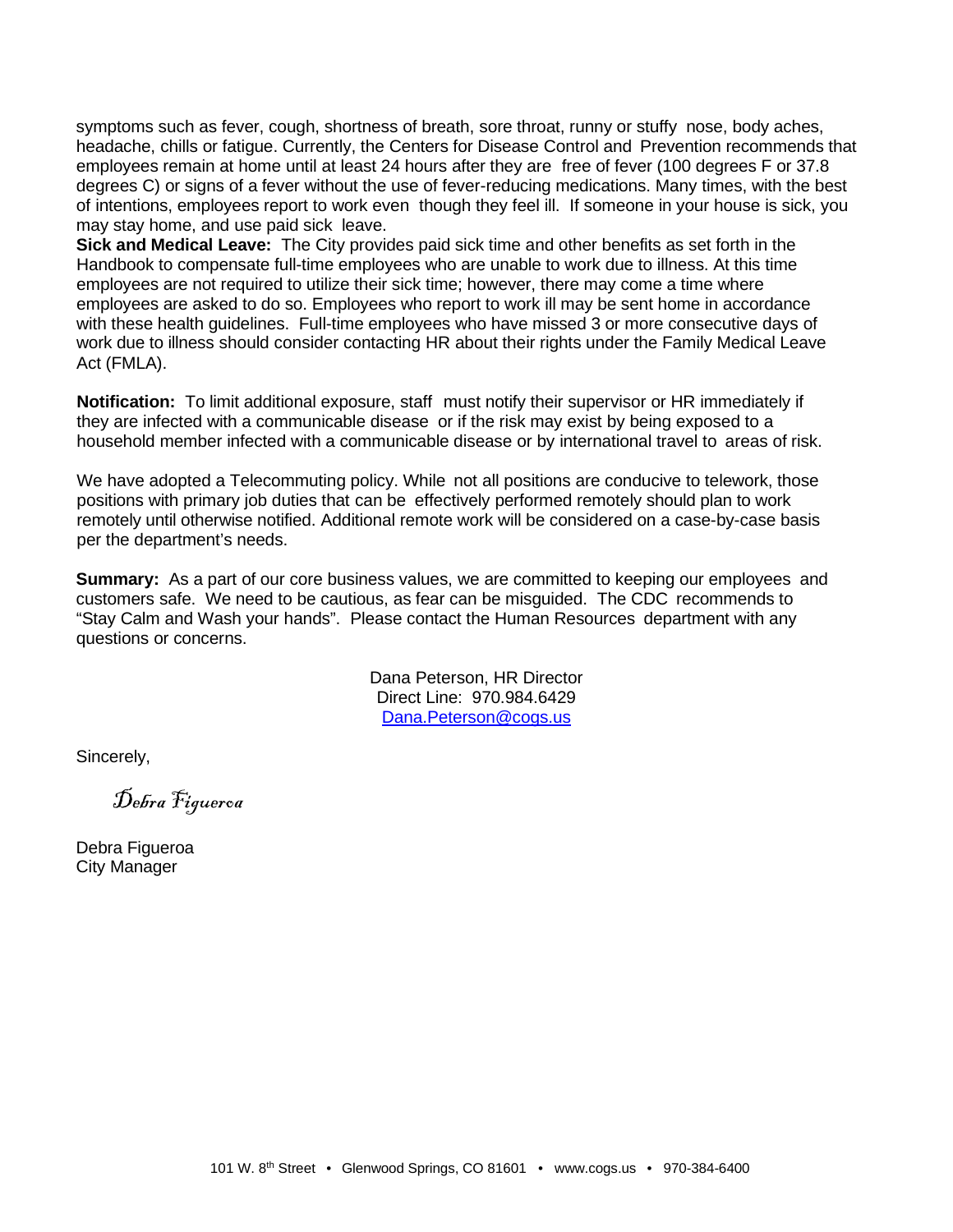symptoms such as fever, cough, shortness of breath, sore throat, runny or stuffy nose, body aches, headache, chills or fatigue. Currently, the Centers for Disease Control and Prevention recommends that employees remain at home until at least 24 hours after they are free of fever (100 degrees F or 37.8 degrees C) or signs of a fever without the use of fever-reducing medications. Many times, with the best of intentions, employees report to work even though they feel ill. If someone in your house is sick, you may stay home, and use paid sick leave.

**Sick and Medical Leave:** The City provides paid sick time and other benefits as set forth in the Handbook to compensate full-time employees who are unable to work due to illness. At this time employees are not required to utilize their sick time; however, there may come a time where employees are asked to do so. Employees who report to work ill may be sent home in accordance with these health guidelines. Full-time employees who have missed 3 or more consecutive days of work due to illness should consider contacting HR about their rights under the Family Medical Leave Act (FMLA).

**Notification:** To limit additional exposure, staff must notify their supervisor or HR immediately if they are infected with a communicable disease or if the risk may exist by being exposed to a household member infected with a communicable disease or by international travel to areas of risk.

We have adopted a Telecommuting policy. While not all positions are conducive to telework, those positions with primary job duties that can be effectively performed remotely should plan to work remotely until otherwise notified. Additional remote work will be considered on a case-by-case basis per the department's needs.

**Summary:** As a part of our core business values, we are committed to keeping our employees and customers safe. We need to be cautious, as fear can be misguided. The CDC recommends to "Stay Calm and Wash your hands". Please contact the Human Resources department with any questions or concerns.

Dana Peterson, HR Director
Direct Line: 970.984.6429
Dana.Peterson@cogs.us

Sincerely,

*Debra Figueroa*

Debra Figueroa
City Manager